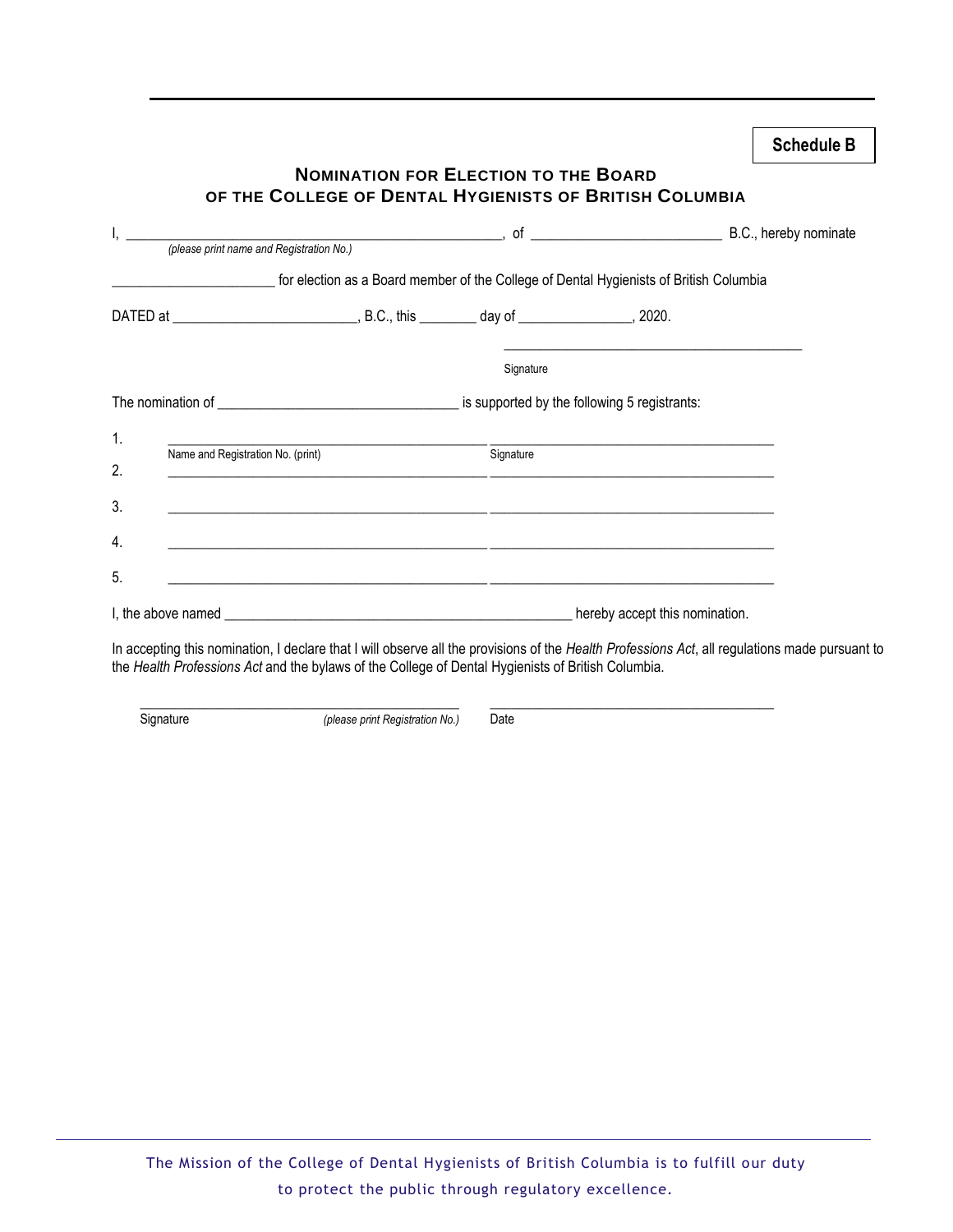**Schedule B**

## NOMINATION FOR ELECTION TO THE BOARD OF THE COLLEGE OF DENTAL HYGIENISTS OF BRITISH COLUMBIA

I, _______________________________________________, of ________________________ B.C., hereby nominate
*(please print name and Registration No.)*

______________________ for election as a Board member of the College of Dental Hygienists of British Columbia

DATED at ________________________, B.C., this ________ day of _______________, 2020.

_________________________________________
Signature

The nomination of ________________________________ is supported by the following 5 registrants:

| | Name and Registration No. (print) | Signature |
|---|---|---|
| 1. | | |
| 2. | | |
| 3. | | |
| 4. | | |
| 5. | | |

I, the above named _______________________________________________ hereby accept this nomination.

In accepting this nomination, I declare that I will observe all the provisions of the *Health Professions Act*, all regulations made pursuant to the *Health Professions Act* and the bylaws of the College of Dental Hygienists of British Columbia.

_____________________________________________ _________________________________________
Signature *(please print Registration No.)* Date

The Mission of the College of Dental Hygienists of British Columbia is to fulfill our duty to protect the public through regulatory excellence.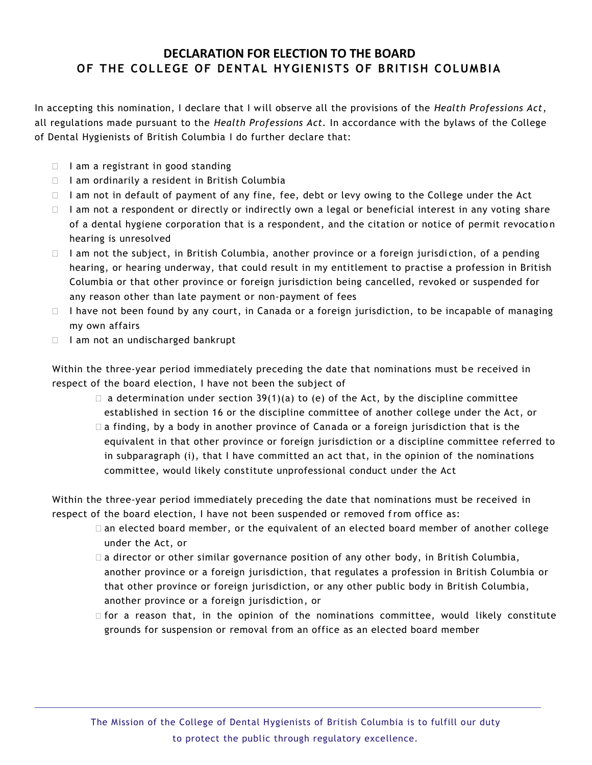## DECLARATION FOR ELECTION TO THE BOARD OF THE COLLEGE OF DENTAL HYGIENISTS OF BRITISH COLUMBIA

In accepting this nomination, I declare that I will observe all the provisions of the *Health Professions Act*, all regulations made pursuant to the *Health Professions Act*. In accordance with the bylaws of the College of Dental Hygienists of British Columbia I do further declare that:

- ☐ I am a registrant in good standing
- ☐ I am ordinarily a resident in British Columbia
- ☐ I am not in default of payment of any fine, fee, debt or levy owing to the College under the Act
- ☐ I am not a respondent or directly or indirectly own a legal or beneficial interest in any voting share of a dental hygiene corporation that is a respondent, and the citation or notice of permit revocation hearing is unresolved
- ☐ I am not the subject, in British Columbia, another province or a foreign jurisdiction, of a pending hearing, or hearing underway, that could result in my entitlement to practise a profession in British Columbia or that other province or foreign jurisdiction being cancelled, revoked or suspended for any reason other than late payment or non-payment of fees
- ☐ I have not been found by any court, in Canada or a foreign jurisdiction, to be incapable of managing my own affairs
- ☐ I am not an undischarged bankrupt

Within the three-year period immediately preceding the date that nominations must be received in respect of the board election, I have not been the subject of

- ☐ a determination under section 39(1)(a) to (e) of the Act, by the discipline committee established in section 16 or the discipline committee of another college under the Act, or
- ☐ a finding, by a body in another province of Canada or a foreign jurisdiction that is the equivalent in that other province or foreign jurisdiction or a discipline committee referred to in subparagraph (i), that I have committed an act that, in the opinion of the nominations committee, would likely constitute unprofessional conduct under the Act

Within the three-year period immediately preceding the date that nominations must be received in respect of the board election, I have not been suspended or removed from office as:

- ☐ an elected board member, or the equivalent of an elected board member of another college under the Act, or
- ☐ a director or other similar governance position of any other body, in British Columbia, another province or a foreign jurisdiction, that regulates a profession in British Columbia or that other province or foreign jurisdiction, or any other public body in British Columbia, another province or a foreign jurisdiction, or
- ☐ for a reason that, in the opinion of the nominations committee, would likely constitute grounds for suspension or removal from an office as an elected board member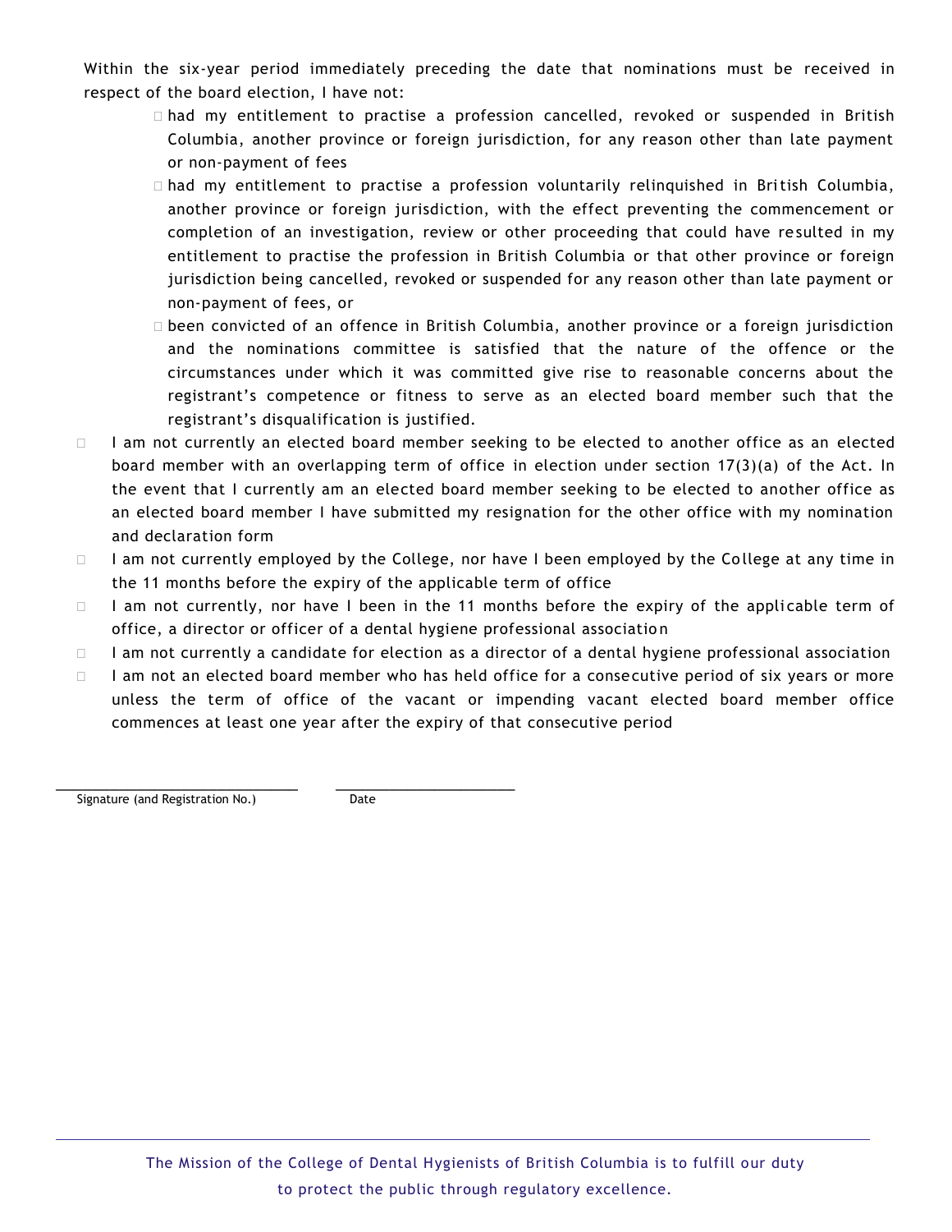Within the six-year period immediately preceding the date that nominations must be received in respect of the board election, I have not:

- ☐ had my entitlement to practise a profession cancelled, revoked or suspended in British Columbia, another province or foreign jurisdiction, for any reason other than late payment or non-payment of fees
- ☐ had my entitlement to practise a profession voluntarily relinquished in British Columbia, another province or foreign jurisdiction, with the effect preventing the commencement or completion of an investigation, review or other proceeding that could have resulted in my entitlement to practise the profession in British Columbia or that other province or foreign jurisdiction being cancelled, revoked or suspended for any reason other than late payment or non-payment of fees, or
- ☐ been convicted of an offence in British Columbia, another province or a foreign jurisdiction and the nominations committee is satisfied that the nature of the offence or the circumstances under which it was committed give rise to reasonable concerns about the registrant's competence or fitness to serve as an elected board member such that the registrant's disqualification is justified.

- ☐ I am not currently an elected board member seeking to be elected to another office as an elected board member with an overlapping term of office in election under section 17(3)(a) of the Act. In the event that I currently am an elected board member seeking to be elected to another office as an elected board member I have submitted my resignation for the other office with my nomination and declaration form
- ☐ I am not currently employed by the College, nor have I been employed by the College at any time in the 11 months before the expiry of the applicable term of office
- ☐ I am not currently, nor have I been in the 11 months before the expiry of the applicable term of office, a director or officer of a dental hygiene professional association
- ☐ I am not currently a candidate for election as a director of a dental hygiene professional association
- ☐ I am not an elected board member who has held office for a consecutive period of six years or more unless the term of office of the vacant or impending vacant elected board member office commences at least one year after the expiry of that consecutive period

\_\_\_\_\_\_\_\_\_\_\_\_\_\_\_\_\_\_\_\_\_\_\_\_\_\_\_\_\_\_ \_\_\_\_\_\_\_\_\_\_\_\_\_\_\_\_\_\_\_\_\_\_\_\_

Signature (and Registration No.) Date

The Mission of the College of Dental Hygienists of British Columbia is to fulfill our duty to protect the public through regulatory excellence.